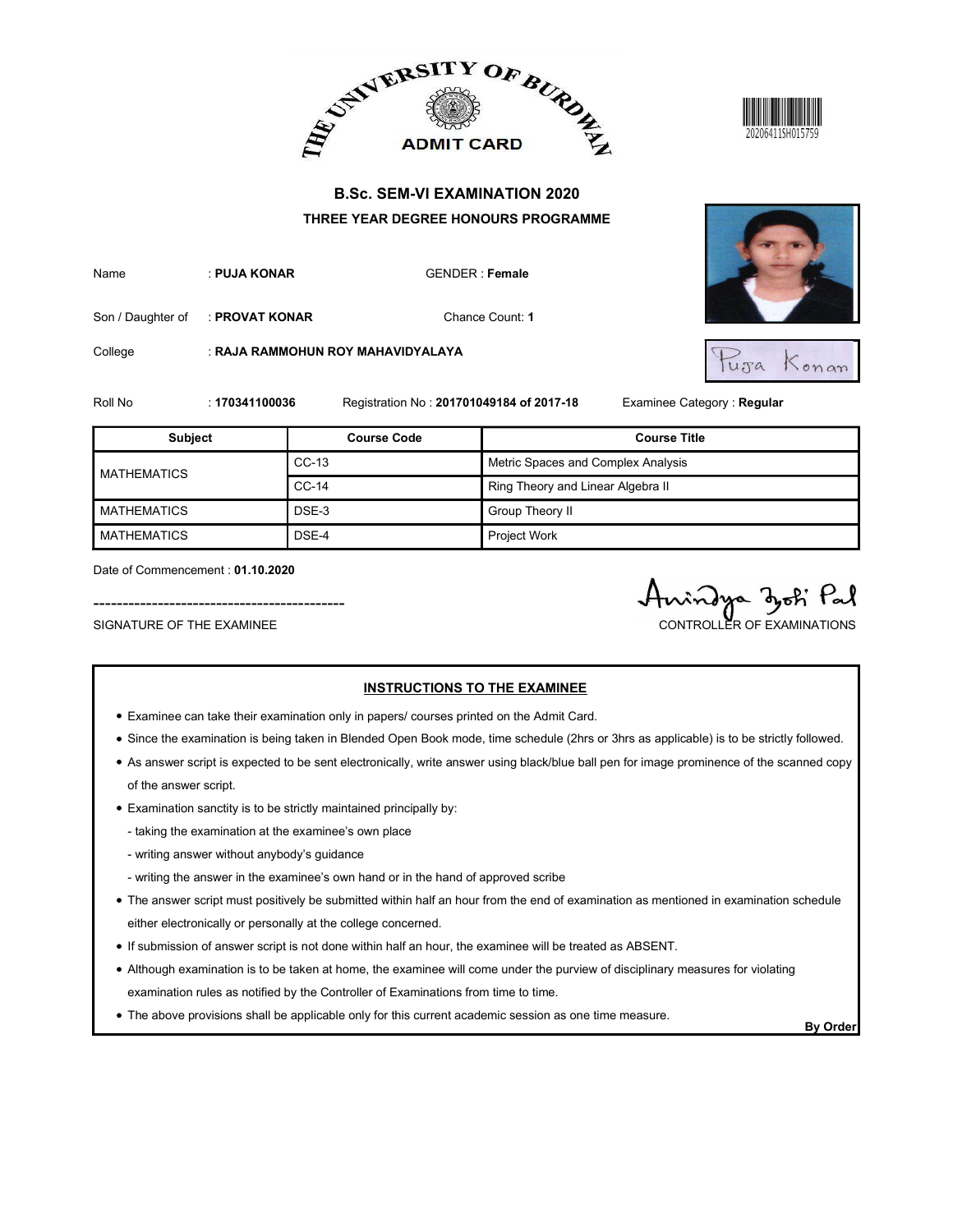# THE UNIVERSITY OF BURDWAN

## ADMIT CARD

20206411SH015759

### B.Sc. SEM-VI EXAMINATION 2020

#### THREE YEAR DEGREE HONOURS PROGRAMME

Name : **PUJA KONAR** GENDER : **Female**

Son / Daughter of : **PROVAT KONAR** Chance Count: **1**

College : **RAJA RAMMOHUN ROY MAHAVIDYALAYA**

Roll No : **170341100036** Registration No : **201701049184 of 2017-18** Examinee Category : **Regular**

| Subject | Course Code | Course Title |
|---|---|---|
| MATHEMATICS | CC-13 | Metric Spaces and Complex Analysis |
| | CC-14 | Ring Theory and Linear Algebra II |
| MATHEMATICS | DSE-3 | Group Theory II |
| MATHEMATICS | DSE-4 | Project Work |

Date of Commencement : **01.10.2020**

SIGNATURE OF THE EXAMINEE

CONTROLLER OF EXAMINATIONS

**INSTRUCTIONS TO THE EXAMINEE**

- Examinee can take their examination only in papers/ courses printed on the Admit Card.
- Since the examination is being taken in Blended Open Book mode, time schedule (2hrs or 3hrs as applicable) is to be strictly followed.
- As answer script is expected to be sent electronically, write answer using black/blue ball pen for image prominence of the scanned copy of the answer script.
- Examination sanctity is to be strictly maintained principally by:
  - taking the examination at the examinee's own place
  - writing answer without anybody's guidance
  - writing the answer in the examinee's own hand or in the hand of approved scribe
- The answer script must positively be submitted within half an hour from the end of examination as mentioned in examination schedule either electronically or personally at the college concerned.
- If submission of answer script is not done within half an hour, the examinee will be treated as ABSENT.
- Although examination is to be taken at home, the examinee will come under the purview of disciplinary measures for violating examination rules as notified by the Controller of Examinations from time to time.
- The above provisions shall be applicable only for this current academic session as one time measure.

**By Order**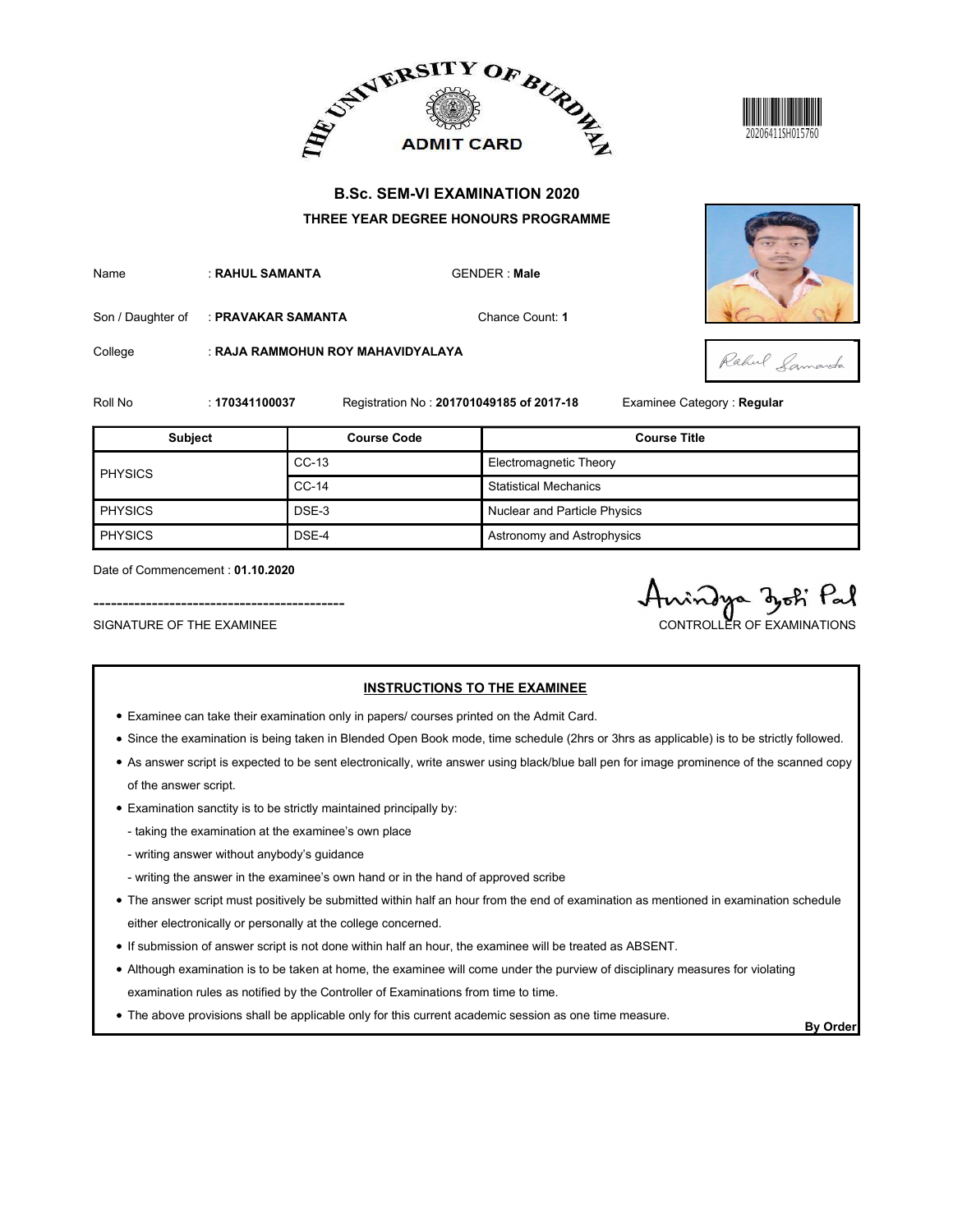THE UNIVERSITY OF BURDWAN

ADMIT CARD

20206411SH015760

## B.Sc. SEM-VI EXAMINATION 2020

### THREE YEAR DEGREE HONOURS PROGRAMME

Name : **RAHUL SAMANTA** GENDER : **Male**

Son / Daughter of : **PRAVAKAR SAMANTA** Chance Count: **1**

College : **RAJA RAMMOHUN ROY MAHAVIDYALAYA**

Roll No : **170341100037** Registration No : **201701049185 of 2017-18** Examinee Category : **Regular**

| Subject | Course Code | Course Title |
| --- | --- | --- |
| PHYSICS | CC-13 | Electromagnetic Theory |
| | CC-14 | Statistical Mechanics |
| PHYSICS | DSE-3 | Nuclear and Particle Physics |
| PHYSICS | DSE-4 | Astronomy and Astrophysics |

Date of Commencement : **01.10.2020**

SIGNATURE OF THE EXAMINEE

CONTROLLER OF EXAMINATIONS

### INSTRUCTIONS TO THE EXAMINEE

- Examinee can take their examination only in papers/ courses printed on the Admit Card.
- Since the examination is being taken in Blended Open Book mode, time schedule (2hrs or 3hrs as applicable) is to be strictly followed.
- As answer script is expected to be sent electronically, write answer using black/blue ball pen for image prominence of the scanned copy of the answer script.
- Examination sanctity is to be strictly maintained principally by:
  - taking the examination at the examinee's own place
  - writing answer without anybody's guidance
  - writing the answer in the examinee's own hand or in the hand of approved scribe
- The answer script must positively be submitted within half an hour from the end of examination as mentioned in examination schedule either electronically or personally at the college concerned.
- If submission of answer script is not done within half an hour, the examinee will be treated as ABSENT.
- Although examination is to be taken at home, the examinee will come under the purview of disciplinary measures for violating examination rules as notified by the Controller of Examinations from time to time.
- The above provisions shall be applicable only for this current academic session as one time measure.

**By Order**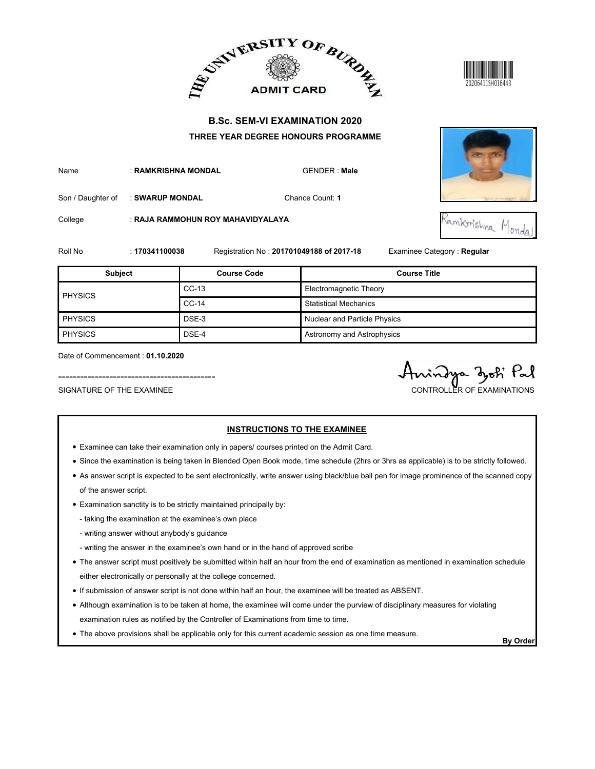THE UNIVERSITY OF BURDWAN

ADMIT CARD

20206411SH016443

## B.Sc. SEM-VI EXAMINATION 2020

### THREE YEAR DEGREE HONOURS PROGRAMME

Name : **RAMKRISHNA MONDAL** GENDER : **Male**

Son / Daughter of : **SWARUP MONDAL** Chance Count: **1**

College : **RAJA RAMMOHUN ROY MAHAVIDYALAYA**

Roll No : **170341100038** Registration No : **201701049188 of 2017-18** Examinee Category : **Regular**

| Subject | Course Code | Course Title |
|---|---|---|
| PHYSICS | CC-13 | Electromagnetic Theory |
| | CC-14 | Statistical Mechanics |
| PHYSICS | DSE-3 | Nuclear and Particle Physics |
| PHYSICS | DSE-4 | Astronomy and Astrophysics |

Date of Commencement : **01.10.2020**

SIGNATURE OF THE EXAMINEE

CONTROLLER OF EXAMINATIONS

### INSTRUCTIONS TO THE EXAMINEE

- Examinee can take their examination only in papers/ courses printed on the Admit Card.
- Since the examination is being taken in Blended Open Book mode, time schedule (2hrs or 3hrs as applicable) is to be strictly followed.
- As answer script is expected to be sent electronically, write answer using black/blue ball pen for image prominence of the scanned copy of the answer script.
- Examination sanctity is to be strictly maintained principally by:
  - taking the examination at the examinee's own place
  - writing answer without anybody's guidance
  - writing the answer in the examinee's own hand or in the hand of approved scribe
- The answer script must positively be submitted within half an hour from the end of examination as mentioned in examination schedule either electronically or personally at the college concerned.
- If submission of answer script is not done within half an hour, the examinee will be treated as ABSENT.
- Although examination is to be taken at home, the examinee will come under the purview of disciplinary measures for violating examination rules as notified by the Controller of Examinations from time to time.
- The above provisions shall be applicable only for this current academic session as one time measure.

**By Order**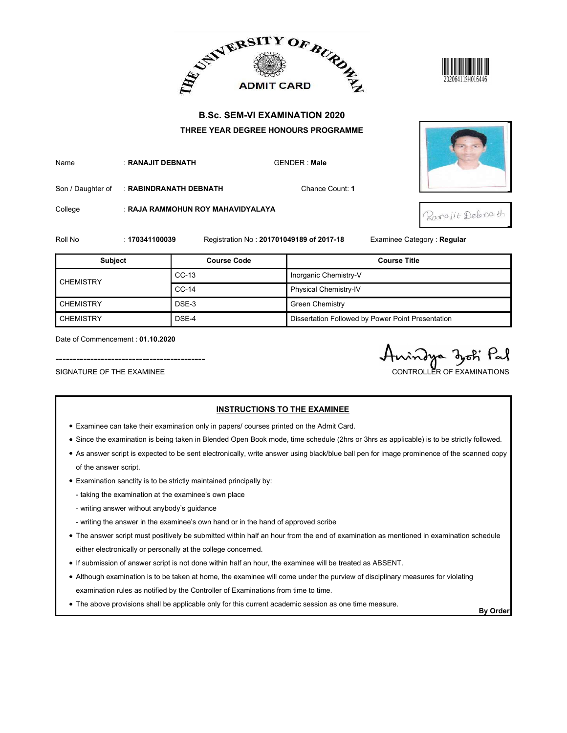THE UNIVERSITY OF BURDWAN

ADMIT CARD

20206411SH016446

## B.Sc. SEM-VI EXAMINATION 2020

### THREE YEAR DEGREE HONOURS PROGRAMME

Name : **RANAJIT DEBNATH** GENDER : **Male**

Son / Daughter of : **RABINDRANATH DEBNATH** Chance Count: **1**

College : **RAJA RAMMOHUN ROY MAHAVIDYALAYA**

Roll No : **170341100039** Registration No : **201701049189 of 2017-18** Examinee Category : **Regular**

| Subject | Course Code | Course Title |
|---|---|---|
| CHEMISTRY | CC-13 | Inorganic Chemistry-V |
| | CC-14 | Physical Chemistry-IV |
| CHEMISTRY | DSE-3 | Green Chemistry |
| CHEMISTRY | DSE-4 | Dissertation Followed by Power Point Presentation |

Date of Commencement : **01.10.2020**

SIGNATURE OF THE EXAMINEE

CONTROLLER OF EXAMINATIONS

**INSTRUCTIONS TO THE EXAMINEE**

- Examinee can take their examination only in papers/ courses printed on the Admit Card.
- Since the examination is being taken in Blended Open Book mode, time schedule (2hrs or 3hrs as applicable) is to be strictly followed.
- As answer script is expected to be sent electronically, write answer using black/blue ball pen for image prominence of the scanned copy of the answer script.
- Examination sanctity is to be strictly maintained principally by:
  - taking the examination at the examinee's own place
  - writing answer without anybody's guidance
  - writing the answer in the examinee's own hand or in the hand of approved scribe
- The answer script must positively be submitted within half an hour from the end of examination as mentioned in examination schedule either electronically or personally at the college concerned.
- If submission of answer script is not done within half an hour, the examinee will be treated as ABSENT.
- Although examination is to be taken at home, the examinee will come under the purview of disciplinary measures for violating examination rules as notified by the Controller of Examinations from time to time.
- The above provisions shall be applicable only for this current academic session as one time measure.

**By Order**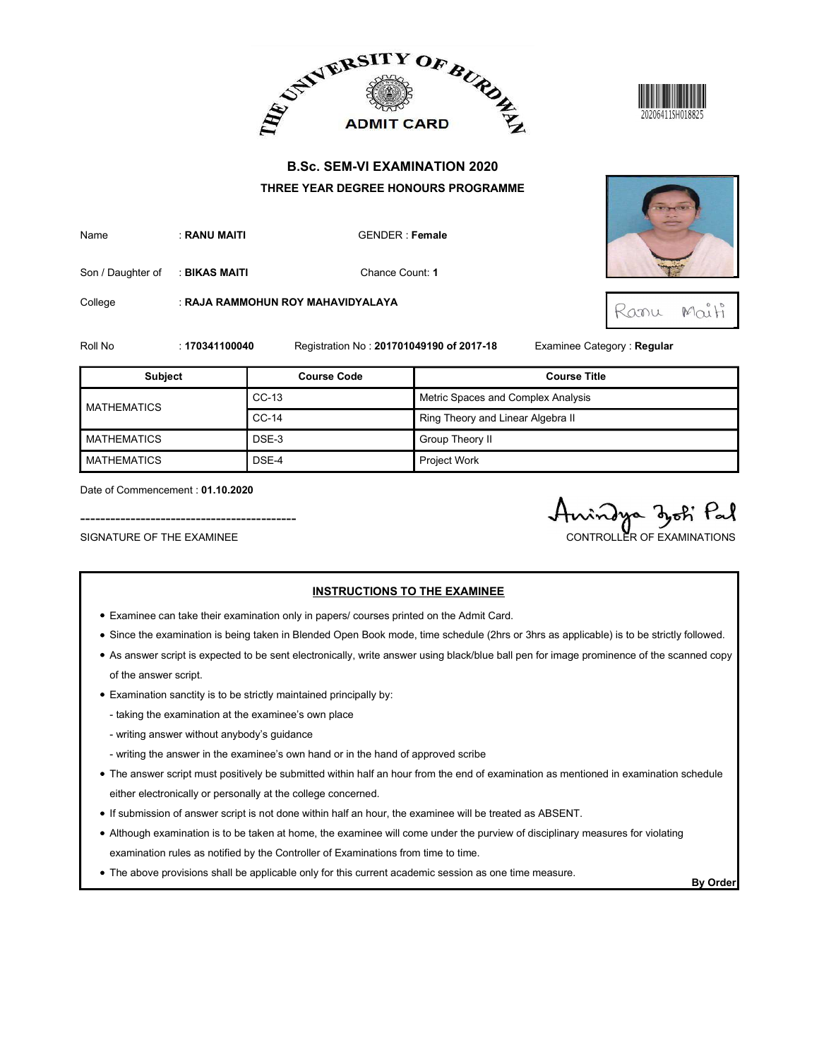THE UNIVERSITY OF BURDWAN

ADMIT CARD

20206411SH018825

## B.Sc. SEM-VI EXAMINATION 2020

### THREE YEAR DEGREE HONOURS PROGRAMME

Name : **RANU MAITI** GENDER : **Female**

Son / Daughter of : **BIKAS MAITI** Chance Count: **1**

College : **RAJA RAMMOHUN ROY MAHAVIDYALAYA**

Ranu Maiti

Roll No : **170341100040** Registration No : **201701049190 of 2017-18** Examinee Category : **Regular**

| Subject | Course Code | Course Title |
|---|---|---|
| MATHEMATICS | CC-13 | Metric Spaces and Complex Analysis |
| | CC-14 | Ring Theory and Linear Algebra II |
| MATHEMATICS | DSE-3 | Group Theory II |
| MATHEMATICS | DSE-4 | Project Work |

Date of Commencement : **01.10.2020**

------------------------------------------

SIGNATURE OF THE EXAMINEE

Anindya Jyoti Pal

CONTROLLER OF EXAMINATIONS

**INSTRUCTIONS TO THE EXAMINEE**

- Examinee can take their examination only in papers/ courses printed on the Admit Card.
- Since the examination is being taken in Blended Open Book mode, time schedule (2hrs or 3hrs as applicable) is to be strictly followed.
- As answer script is expected to be sent electronically, write answer using black/blue ball pen for image prominence of the scanned copy of the answer script.
- Examination sanctity is to be strictly maintained principally by:
  - taking the examination at the examinee's own place
  - writing answer without anybody's guidance
  - writing the answer in the examinee's own hand or in the hand of approved scribe
- The answer script must positively be submitted within half an hour from the end of examination as mentioned in examination schedule either electronically or personally at the college concerned.
- If submission of answer script is not done within half an hour, the examinee will be treated as ABSENT.
- Although examination is to be taken at home, the examinee will come under the purview of disciplinary measures for violating examination rules as notified by the Controller of Examinations from time to time.
- The above provisions shall be applicable only for this current academic session as one time measure.

**By Order**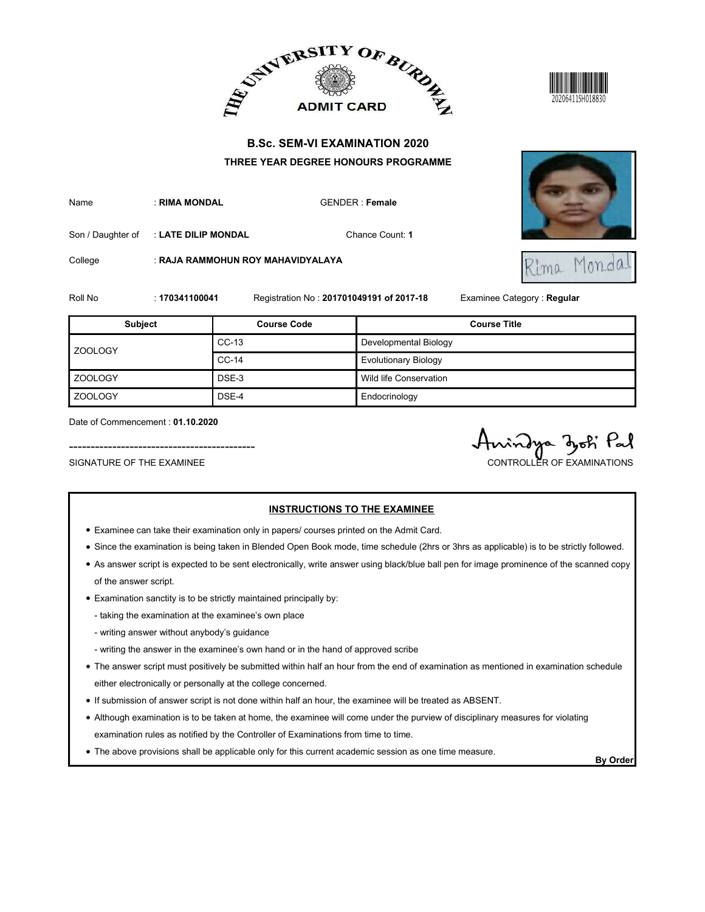THE UNIVERSITY OF BURDWAN

ADMIT CARD

20206411SH018830

## B.Sc. SEM-VI EXAMINATION 2020

### THREE YEAR DEGREE HONOURS PROGRAMME

Name : **RIMA MONDAL** GENDER : **Female**

Son / Daughter of : **LATE DILIP MONDAL** Chance Count: **1**

College : **RAJA RAMMOHUN ROY MAHAVIDYALAYA**

Roll No : **170341100041** Registration No : **201701049191 of 2017-18** Examinee Category : **Regular**

| Subject | Course Code | Course Title |
|---|---|---|
| ZOOLOGY | CC-13 | Developmental Biology |
| | CC-14 | Evolutionary Biology |
| ZOOLOGY | DSE-3 | Wild life Conservation |
| ZOOLOGY | DSE-4 | Endocrinology |

Date of Commencement : **01.10.2020**

SIGNATURE OF THE EXAMINEE

Anindya Jyoti Pal
CONTROLLER OF EXAMINATIONS

#### INSTRUCTIONS TO THE EXAMINEE

- Examinee can take their examination only in papers/ courses printed on the Admit Card.
- Since the examination is being taken in Blended Open Book mode, time schedule (2hrs or 3hrs as applicable) is to be strictly followed.
- As answer script is expected to be sent electronically, write answer using black/blue ball pen for image prominence of the scanned copy of the answer script.
- Examination sanctity is to be strictly maintained principally by:
  - taking the examination at the examinee's own place
  - writing answer without anybody's guidance
  - writing the answer in the examinee's own hand or in the hand of approved scribe
- The answer script must positively be submitted within half an hour from the end of examination as mentioned in examination schedule either electronically or personally at the college concerned.
- If submission of answer script is not done within half an hour, the examinee will be treated as ABSENT.
- Although examination is to be taken at home, the examinee will come under the purview of disciplinary measures for violating examination rules as notified by the Controller of Examinations from time to time.
- The above provisions shall be applicable only for this current academic session as one time measure.

**By Order**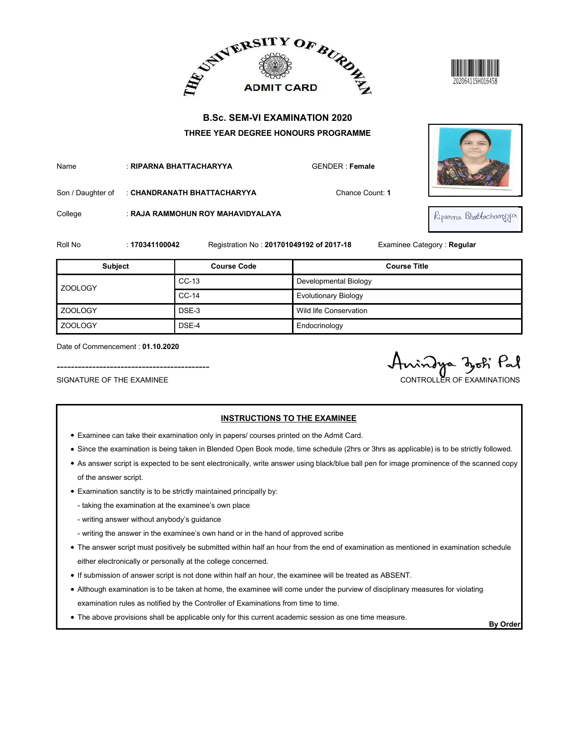THE UNIVERSITY OF BURDWAN

ADMIT CARD

20206411SH016458

## B.Sc. SEM-VI EXAMINATION 2020

### THREE YEAR DEGREE HONOURS PROGRAMME

Name : **RIPARNA BHATTACHARYYA** GENDER : **Female**

Son / Daughter of : **CHANDRANATH BHATTACHARYYA** Chance Count: **1**

College : **RAJA RAMMOHUN ROY MAHAVIDYALAYA**

Roll No : **170341100042** Registration No : **201701049192 of 2017-18** Examinee Category : **Regular**

| Subject | Course Code | Course Title |
|---|---|---|
| ZOOLOGY | CC-13 | Developmental Biology |
| | CC-14 | Evolutionary Biology |
| ZOOLOGY | DSE-3 | Wild life Conservation |
| ZOOLOGY | DSE-4 | Endocrinology |

Date of Commencement : **01.10.2020**

SIGNATURE OF THE EXAMINEE

CONTROLLER OF EXAMINATIONS

**INSTRUCTIONS TO THE EXAMINEE**

- Examinee can take their examination only in papers/ courses printed on the Admit Card.
- Since the examination is being taken in Blended Open Book mode, time schedule (2hrs or 3hrs as applicable) is to be strictly followed.
- As answer script is expected to be sent electronically, write answer using black/blue ball pen for image prominence of the scanned copy of the answer script.
- Examination sanctity is to be strictly maintained principally by:
  - taking the examination at the examinee's own place
  - writing answer without anybody's guidance
  - writing the answer in the examinee's own hand or in the hand of approved scribe
- The answer script must positively be submitted within half an hour from the end of examination as mentioned in examination schedule either electronically or personally at the college concerned.
- If submission of answer script is not done within half an hour, the examinee will be treated as ABSENT.
- Although examination is to be taken at home, the examinee will come under the purview of disciplinary measures for violating examination rules as notified by the Controller of Examinations from time to time.
- The above provisions shall be applicable only for this current academic session as one time measure.

**By Order**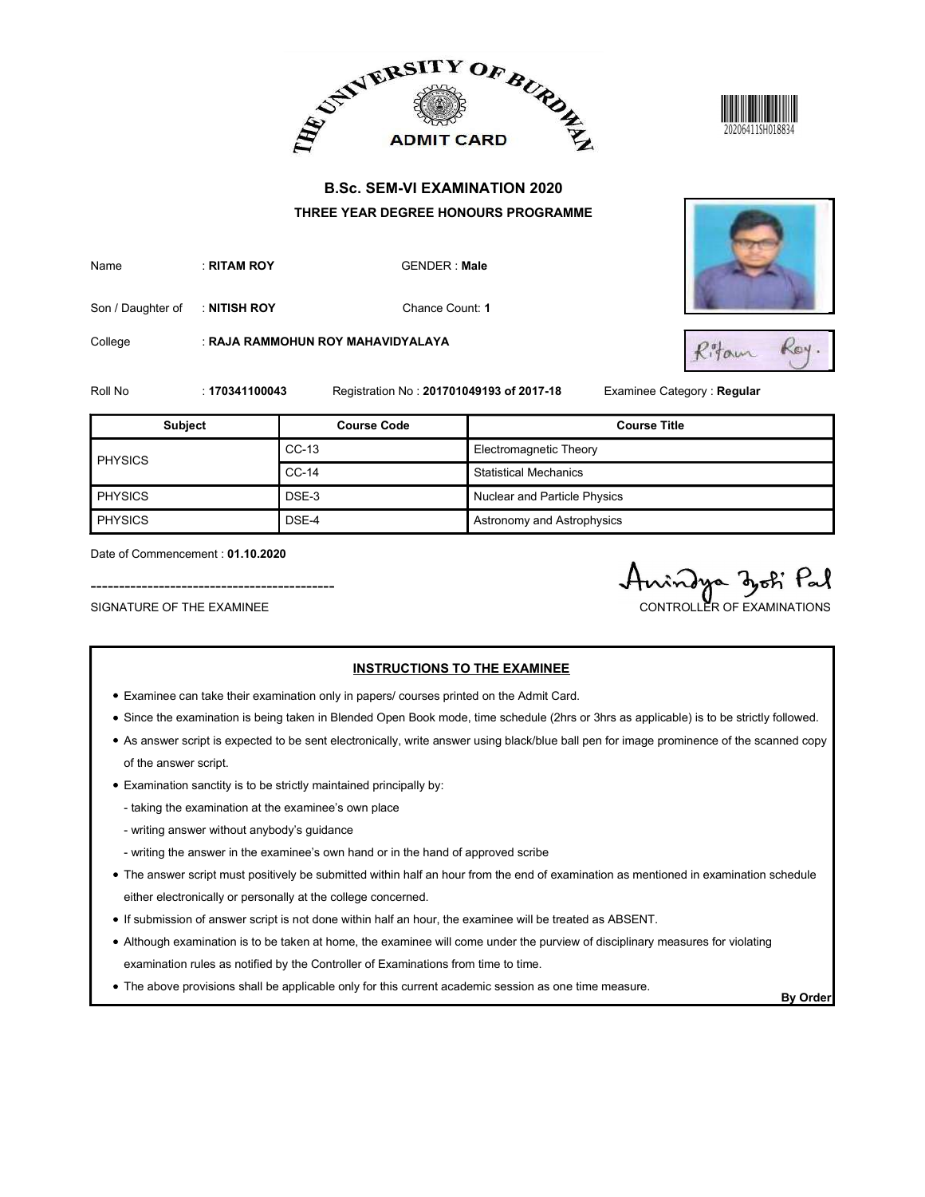THE UNIVERSITY OF BURDWAN

ADMIT CARD

20206411SH018834

## B.Sc. SEM-VI EXAMINATION 2020

### THREE YEAR DEGREE HONOURS PROGRAMME

Name : **RITAM ROY** GENDER : **Male**

Son / Daughter of : **NITISH ROY** Chance Count: **1**

College : **RAJA RAMMOHUN ROY MAHAVIDYALAYA**

Roll No : **170341100043** Registration No : **201701049193 of 2017-18** Examinee Category : **Regular**

| Subject | Course Code | Course Title |
|---|---|---|
| PHYSICS | CC-13 | Electromagnetic Theory |
| | CC-14 | Statistical Mechanics |
| PHYSICS | DSE-3 | Nuclear and Particle Physics |
| PHYSICS | DSE-4 | Astronomy and Astrophysics |

Date of Commencement : **01.10.2020**

SIGNATURE OF THE EXAMINEE

CONTROLLER OF EXAMINATIONS

**INSTRUCTIONS TO THE EXAMINEE**

- Examinee can take their examination only in papers/ courses printed on the Admit Card.
- Since the examination is being taken in Blended Open Book mode, time schedule (2hrs or 3hrs as applicable) is to be strictly followed.
- As answer script is expected to be sent electronically, write answer using black/blue ball pen for image prominence of the scanned copy of the answer script.
- Examination sanctity is to be strictly maintained principally by:
  - taking the examination at the examinee's own place
  - writing answer without anybody's guidance
  - writing the answer in the examinee's own hand or in the hand of approved scribe
- The answer script must positively be submitted within half an hour from the end of examination as mentioned in examination schedule either electronically or personally at the college concerned.
- If submission of answer script is not done within half an hour, the examinee will be treated as ABSENT.
- Although examination is to be taken at home, the examinee will come under the purview of disciplinary measures for violating examination rules as notified by the Controller of Examinations from time to time.
- The above provisions shall be applicable only for this current academic session as one time measure.

**By Order**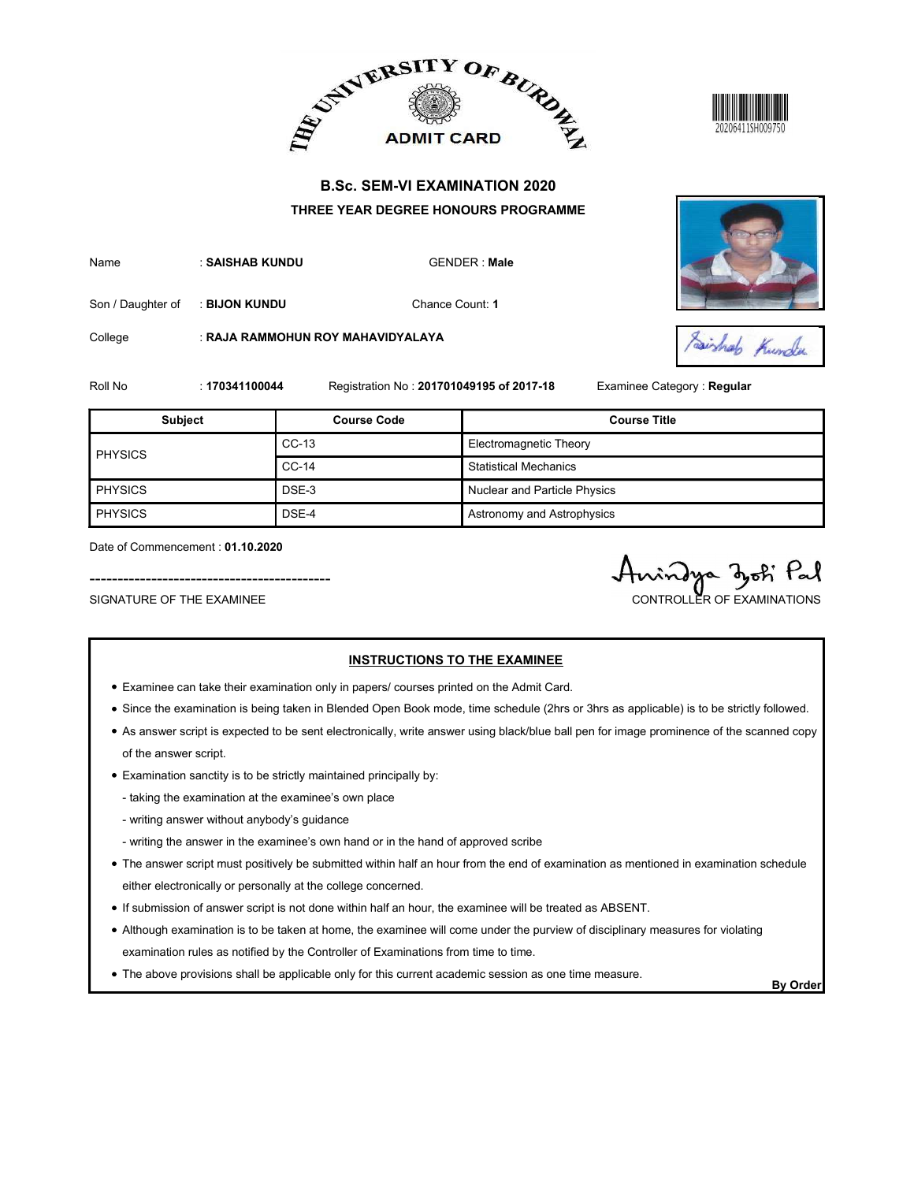THE UNIVERSITY OF BURDWAN

ADMIT CARD

20206411SH009750

## B.Sc. SEM-VI EXAMINATION 2020

### THREE YEAR DEGREE HONOURS PROGRAMME

Name : **SAISHAB KUNDU** GENDER : **Male**

Son / Daughter of : **BIJON KUNDU** Chance Count: **1**

College : **RAJA RAMMOHUN ROY MAHAVIDYALAYA**

Roll No : **170341100044** Registration No : **201701049195 of 2017-18** Examinee Category : **Regular**

| Subject | Course Code | Course Title |
|---|---|---|
| PHYSICS | CC-13 | Electromagnetic Theory |
| | CC-14 | Statistical Mechanics |
| PHYSICS | DSE-3 | Nuclear and Particle Physics |
| PHYSICS | DSE-4 | Astronomy and Astrophysics |

Date of Commencement : **01.10.2020**

SIGNATURE OF THE EXAMINEE

CONTROLLER OF EXAMINATIONS

### INSTRUCTIONS TO THE EXAMINEE

- Examinee can take their examination only in papers/ courses printed on the Admit Card.
- Since the examination is being taken in Blended Open Book mode, time schedule (2hrs or 3hrs as applicable) is to be strictly followed.
- As answer script is expected to be sent electronically, write answer using black/blue ball pen for image prominence of the scanned copy of the answer script.
- Examination sanctity is to be strictly maintained principally by:
  - taking the examination at the examinee's own place
  - writing answer without anybody's guidance
  - writing the answer in the examinee's own hand or in the hand of approved scribe
- The answer script must positively be submitted within half an hour from the end of examination as mentioned in examination schedule either electronically or personally at the college concerned.
- If submission of answer script is not done within half an hour, the examinee will be treated as ABSENT.
- Although examination is to be taken at home, the examinee will come under the purview of disciplinary measures for violating examination rules as notified by the Controller of Examinations from time to time.
- The above provisions shall be applicable only for this current academic session as one time measure.

**By Order**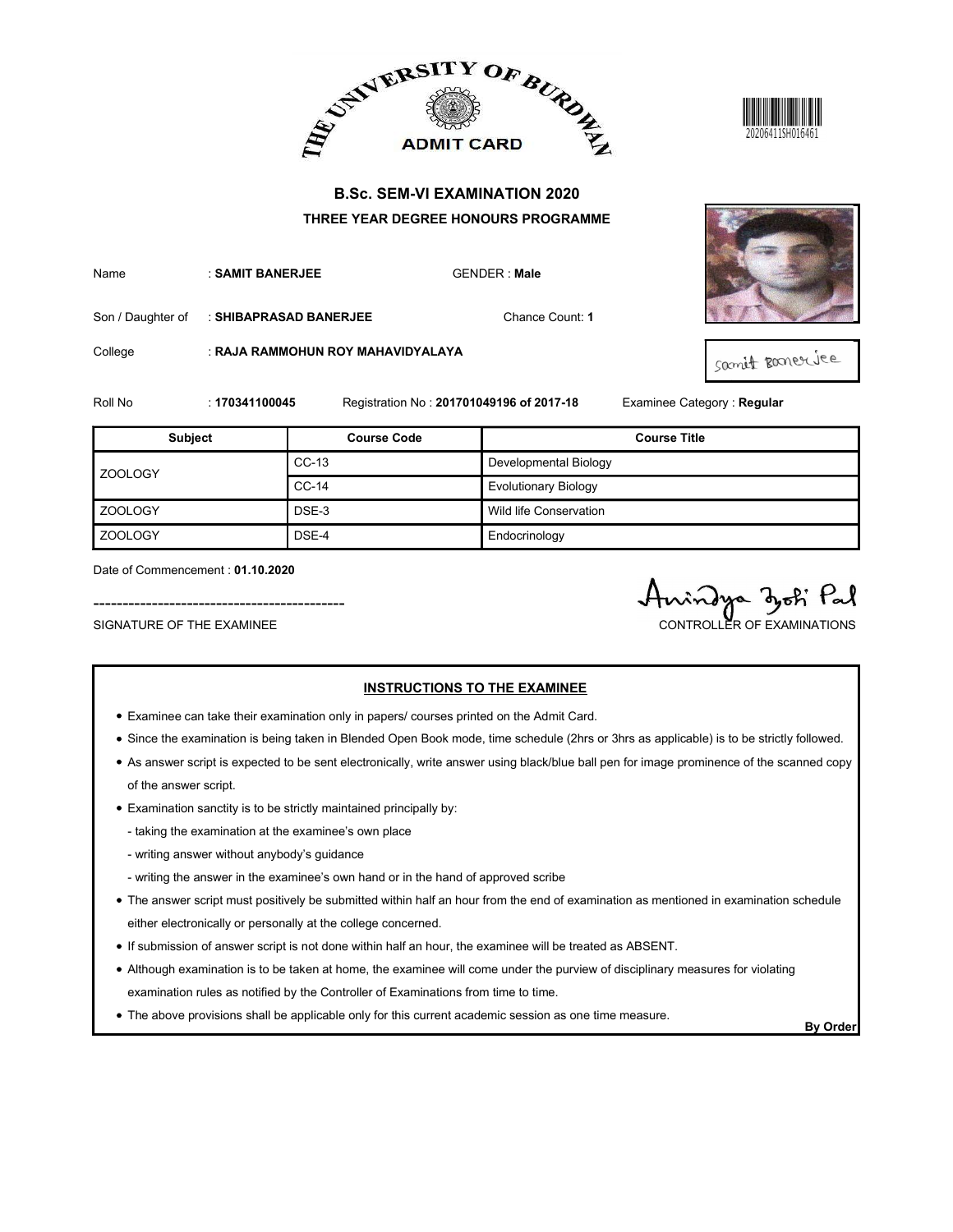# THE UNIVERSITY OF BURDWAN

## ADMIT CARD

20206411SH016461

### B.Sc. SEM-VI EXAMINATION 2020

**THREE YEAR DEGREE HONOURS PROGRAMME**

Name : **SAMIT BANERJEE** GENDER : **Male**

Son / Daughter of : **SHIBAPRASAD BANERJEE** Chance Count: **1**

College : **RAJA RAMMOHUN ROY MAHAVIDYALAYA**

Roll No : **170341100045** Registration No : **201701049196 of 2017-18** Examinee Category : **Regular**

| Subject | Course Code | Course Title |
|---|---|---|
| ZOOLOGY | CC-13 | Developmental Biology |
| | CC-14 | Evolutionary Biology |
| ZOOLOGY | DSE-3 | Wild life Conservation |
| ZOOLOGY | DSE-4 | Endocrinology |

Date of Commencement : **01.10.2020**

SIGNATURE OF THE EXAMINEE

CONTROLLER OF EXAMINATIONS

**INSTRUCTIONS TO THE EXAMINEE**

- Examinee can take their examination only in papers/ courses printed on the Admit Card.
- Since the examination is being taken in Blended Open Book mode, time schedule (2hrs or 3hrs as applicable) is to be strictly followed.
- As answer script is expected to be sent electronically, write answer using black/blue ball pen for image prominence of the scanned copy of the answer script.
- Examination sanctity is to be strictly maintained principally by:
  - taking the examination at the examinee's own place
  - writing answer without anybody's guidance
  - writing the answer in the examinee's own hand or in the hand of approved scribe
- The answer script must positively be submitted within half an hour from the end of examination as mentioned in examination schedule either electronically or personally at the college concerned.
- If submission of answer script is not done within half an hour, the examinee will be treated as ABSENT.
- Although examination is to be taken at home, the examinee will come under the purview of disciplinary measures for violating examination rules as notified by the Controller of Examinations from time to time.
- The above provisions shall be applicable only for this current academic session as one time measure.

**By Order**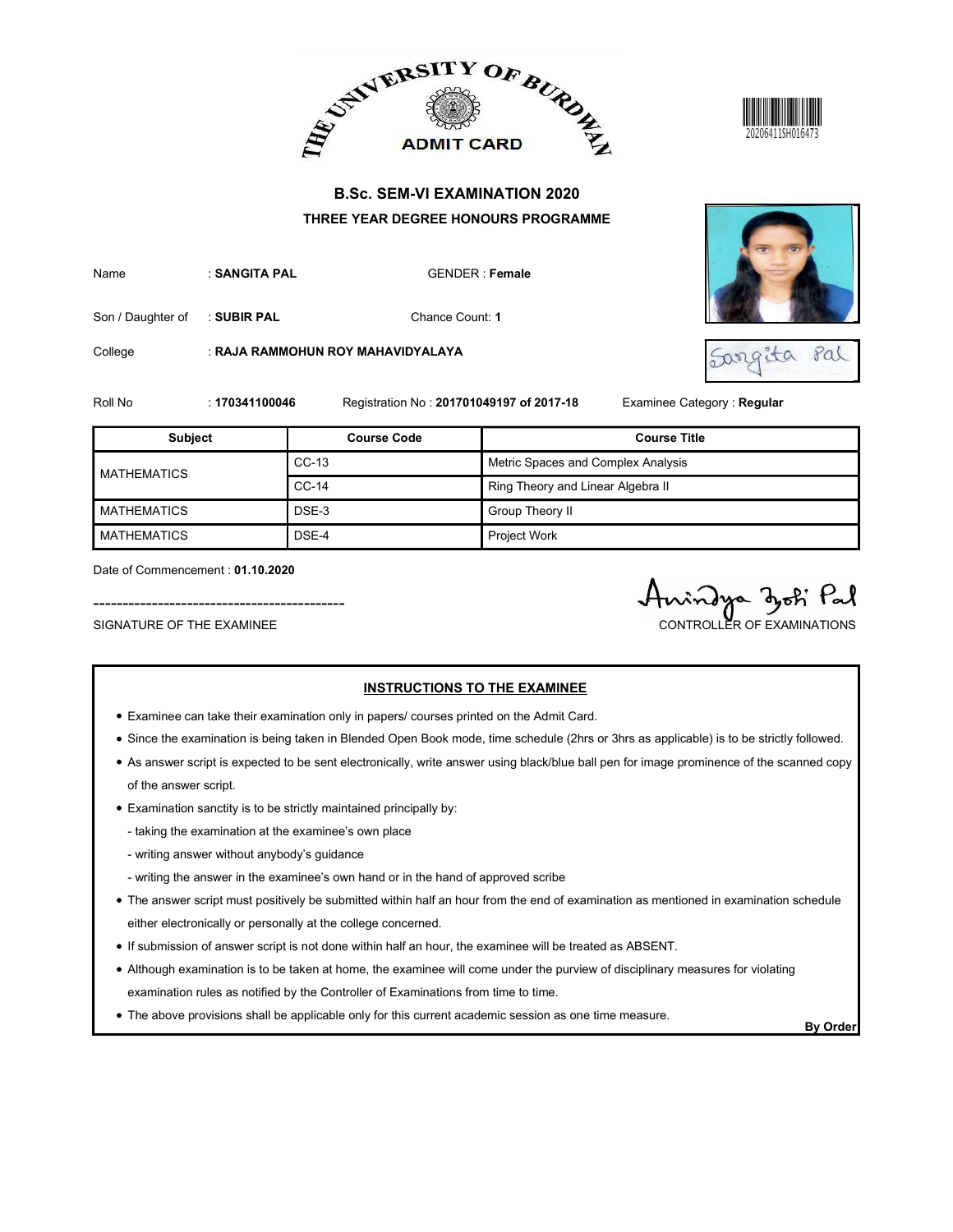# THE UNIVERSITY OF BURDWAN

## ADMIT CARD

20206411SH016473

### B.Sc. SEM-VI EXAMINATION 2020

### THREE YEAR DEGREE HONOURS PROGRAMME

Name : **SANGITA PAL** GENDER : **Female**

Son / Daughter of : **SUBIR PAL** Chance Count: **1**

College : **RAJA RAMMOHUN ROY MAHAVIDYALAYA**

Roll No : **170341100046** Registration No : **201701049197 of 2017-18** Examinee Category : **Regular**

| Subject | Course Code | Course Title |
|---|---|---|
| MATHEMATICS | CC-13 | Metric Spaces and Complex Analysis |
| | CC-14 | Ring Theory and Linear Algebra II |
| MATHEMATICS | DSE-3 | Group Theory II |
| MATHEMATICS | DSE-4 | Project Work |

Date of Commencement : **01.10.2020**

SIGNATURE OF THE EXAMINEE

CONTROLLER OF EXAMINATIONS

**INSTRUCTIONS TO THE EXAMINEE**

- Examinee can take their examination only in papers/ courses printed on the Admit Card.
- Since the examination is being taken in Blended Open Book mode, time schedule (2hrs or 3hrs as applicable) is to be strictly followed.
- As answer script is expected to be sent electronically, write answer using black/blue ball pen for image prominence of the scanned copy of the answer script.
- Examination sanctity is to be strictly maintained principally by:
  - taking the examination at the examinee's own place
  - writing answer without anybody's guidance
  - writing the answer in the examinee's own hand or in the hand of approved scribe
- The answer script must positively be submitted within half an hour from the end of examination as mentioned in examination schedule either electronically or personally at the college concerned.
- If submission of answer script is not done within half an hour, the examinee will be treated as ABSENT.
- Although examination is to be taken at home, the examinee will come under the purview of disciplinary measures for violating examination rules as notified by the Controller of Examinations from time to time.
- The above provisions shall be applicable only for this current academic session as one time measure.

**By Order**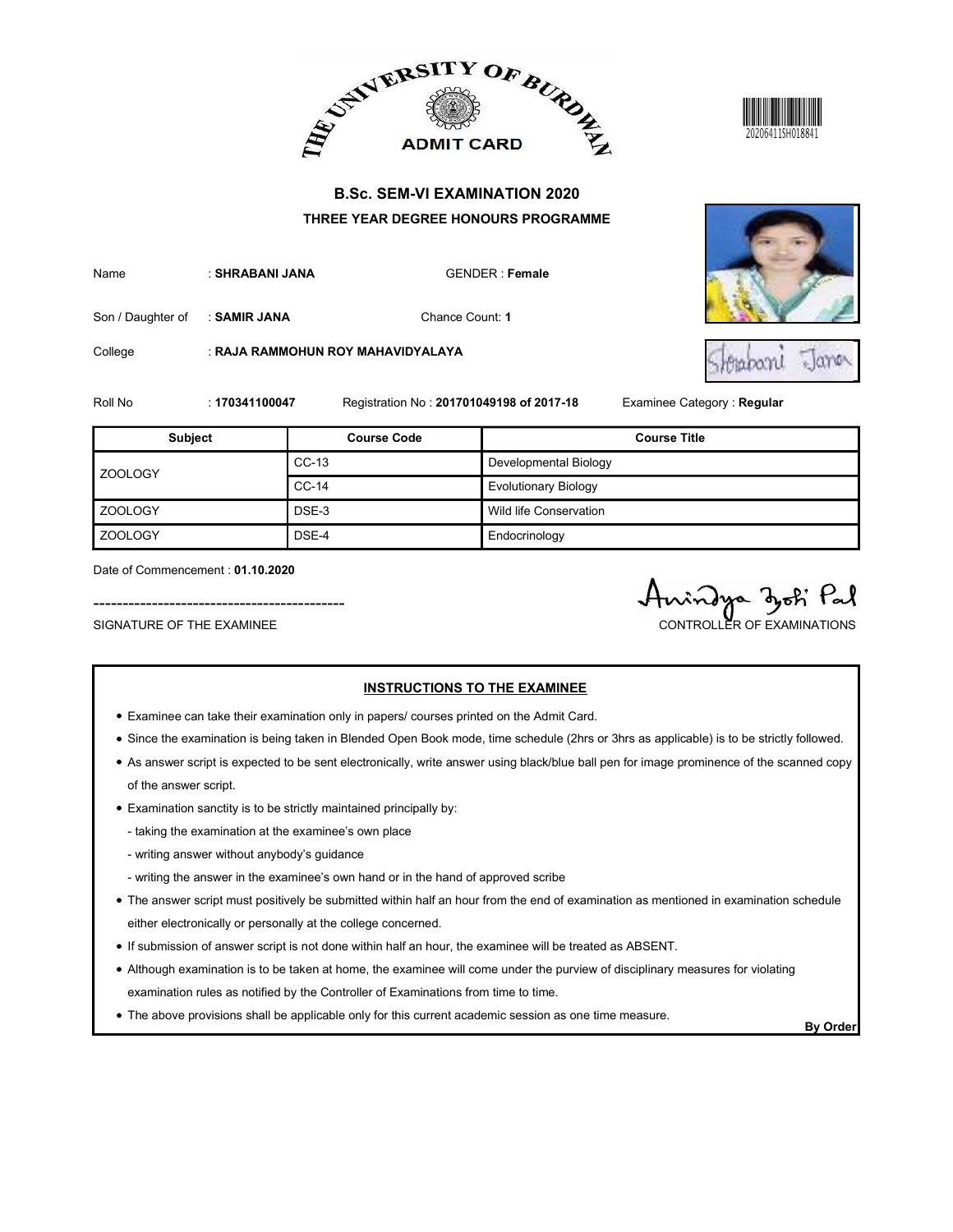THE UNIVERSITY OF BURDWAN

ADMIT CARD

20206411SH018841

## B.Sc. SEM-VI EXAMINATION 2020

### THREE YEAR DEGREE HONOURS PROGRAMME

Name : **SHRABANI JANA** GENDER : **Female**

Son / Daughter of : **SAMIR JANA** Chance Count: **1**

College : **RAJA RAMMOHUN ROY MAHAVIDYALAYA**

Roll No : **170341100047** Registration No : **201701049198 of 2017-18** Examinee Category : **Regular**

| Subject | Course Code | Course Title |
|---|---|---|
| ZOOLOGY | CC-13 | Developmental Biology |
| | CC-14 | Evolutionary Biology |
| ZOOLOGY | DSE-3 | Wild life Conservation |
| ZOOLOGY | DSE-4 | Endocrinology |

Date of Commencement : **01.10.2020**

-------------------------------------------

SIGNATURE OF THE EXAMINEE

Anindya Jyoti Pal

CONTROLLER OF EXAMINATIONS

**INSTRUCTIONS TO THE EXAMINEE**

- Examinee can take their examination only in papers/ courses printed on the Admit Card.
- Since the examination is being taken in Blended Open Book mode, time schedule (2hrs or 3hrs as applicable) is to be strictly followed.
- As answer script is expected to be sent electronically, write answer using black/blue ball pen for image prominence of the scanned copy of the answer script.
- Examination sanctity is to be strictly maintained principally by:
  - taking the examination at the examinee's own place
  - writing answer without anybody's guidance
  - writing the answer in the examinee's own hand or in the hand of approved scribe
- The answer script must positively be submitted within half an hour from the end of examination as mentioned in examination schedule either electronically or personally at the college concerned.
- If submission of answer script is not done within half an hour, the examinee will be treated as ABSENT.
- Although examination is to be taken at home, the examinee will come under the purview of disciplinary measures for violating examination rules as notified by the Controller of Examinations from time to time.
- The above provisions shall be applicable only for this current academic session as one time measure.

**By Order**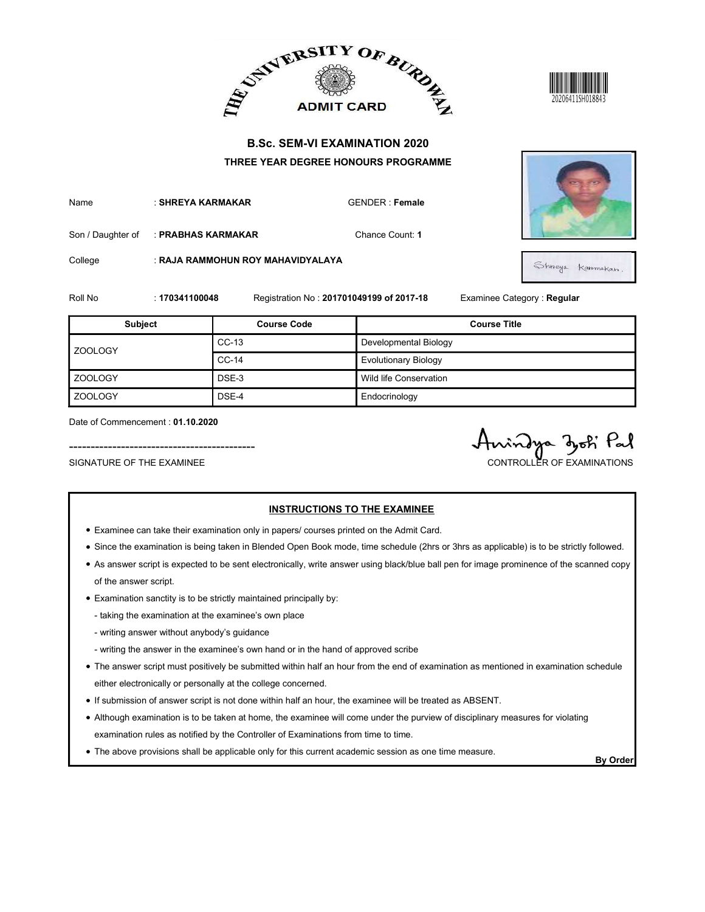THE UNIVERSITY OF BURDWAN

ADMIT CARD

20206411SH018843

## B.Sc. SEM-VI EXAMINATION 2020

### THREE YEAR DEGREE HONOURS PROGRAMME

Name : **SHREYA KARMAKAR** GENDER : **Female**

Son / Daughter of : **PRABHAS KARMAKAR** Chance Count: **1**

College : **RAJA RAMMOHUN ROY MAHAVIDYALAYA**

Shreya Karmakar

Roll No : **170341100048** Registration No : **201701049199 of 2017-18** Examinee Category : **Regular**

| Subject | Course Code | Course Title |
|---|---|---|
| ZOOLOGY | CC-13 | Developmental Biology |
| | CC-14 | Evolutionary Biology |
| ZOOLOGY | DSE-3 | Wild life Conservation |
| ZOOLOGY | DSE-4 | Endocrinology |

Date of Commencement : **01.10.2020**

SIGNATURE OF THE EXAMINEE

Anindya Jyoti Pal
CONTROLLER OF EXAMINATIONS

**INSTRUCTIONS TO THE EXAMINEE**

- Examinee can take their examination only in papers/ courses printed on the Admit Card.
- Since the examination is being taken in Blended Open Book mode, time schedule (2hrs or 3hrs as applicable) is to be strictly followed.
- As answer script is expected to be sent electronically, write answer using black/blue ball pen for image prominence of the scanned copy of the answer script.
- Examination sanctity is to be strictly maintained principally by:
  - taking the examination at the examinee's own place
  - writing answer without anybody's guidance
  - writing the answer in the examinee's own hand or in the hand of approved scribe
- The answer script must positively be submitted within half an hour from the end of examination as mentioned in examination schedule either electronically or personally at the college concerned.
- If submission of answer script is not done within half an hour, the examinee will be treated as ABSENT.
- Although examination is to be taken at home, the examinee will come under the purview of disciplinary measures for violating examination rules as notified by the Controller of Examinations from time to time.
- The above provisions shall be applicable only for this current academic session as one time measure.

**By Order**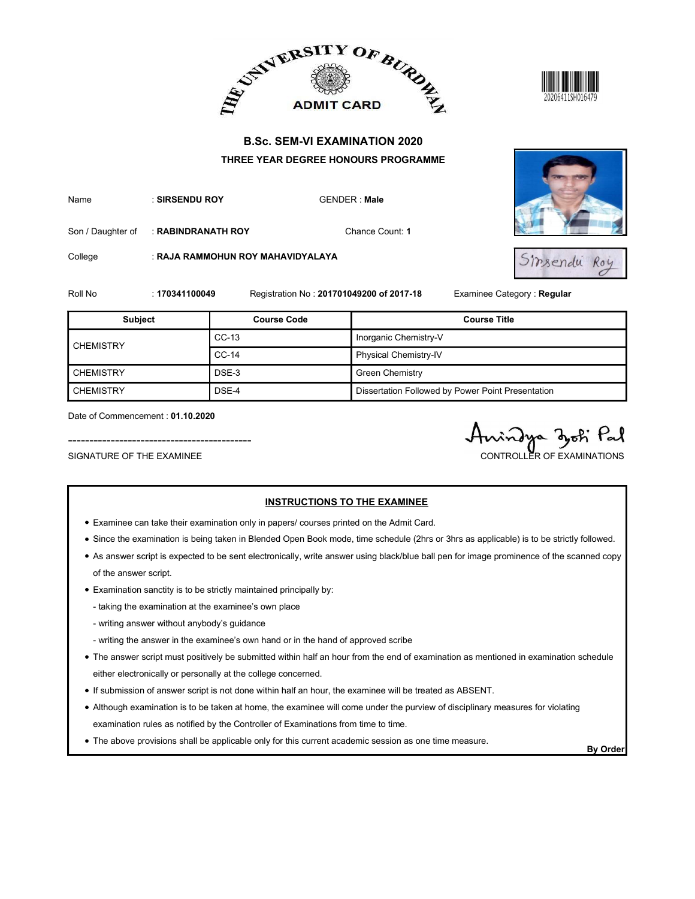# THE UNIVERSITY OF BURDWAN

## ADMIT CARD

20206411SH016479

## B.Sc. SEM-VI EXAMINATION 2020

### THREE YEAR DEGREE HONOURS PROGRAMME

Name : **SIRSENDU ROY** GENDER : **Male**

Son / Daughter of : **RABINDRANATH ROY** Chance Count: **1**

College : **RAJA RAMMOHUN ROY MAHAVIDYALAYA**

Roll No : **170341100049** Registration No : **201701049200 of 2017-18** Examinee Category : **Regular**

| Subject | Course Code | Course Title |
|---|---|---|
| CHEMISTRY | CC-13 | Inorganic Chemistry-V |
| | CC-14 | Physical Chemistry-IV |
| CHEMISTRY | DSE-3 | Green Chemistry |
| CHEMISTRY | DSE-4 | Dissertation Followed by Power Point Presentation |

Date of Commencement : **01.10.2020**

SIGNATURE OF THE EXAMINEE

CONTROLLER OF EXAMINATIONS

**INSTRUCTIONS TO THE EXAMINEE**

- Examinee can take their examination only in papers/ courses printed on the Admit Card.
- Since the examination is being taken in Blended Open Book mode, time schedule (2hrs or 3hrs as applicable) is to be strictly followed.
- As answer script is expected to be sent electronically, write answer using black/blue ball pen for image prominence of the scanned copy of the answer script.
- Examination sanctity is to be strictly maintained principally by:
  - taking the examination at the examinee's own place
  - writing answer without anybody's guidance
  - writing the answer in the examinee's own hand or in the hand of approved scribe
- The answer script must positively be submitted within half an hour from the end of examination as mentioned in examination schedule either electronically or personally at the college concerned.
- If submission of answer script is not done within half an hour, the examinee will be treated as ABSENT.
- Although examination is to be taken at home, the examinee will come under the purview of disciplinary measures for violating examination rules as notified by the Controller of Examinations from time to time.
- The above provisions shall be applicable only for this current academic session as one time measure.

**By Order**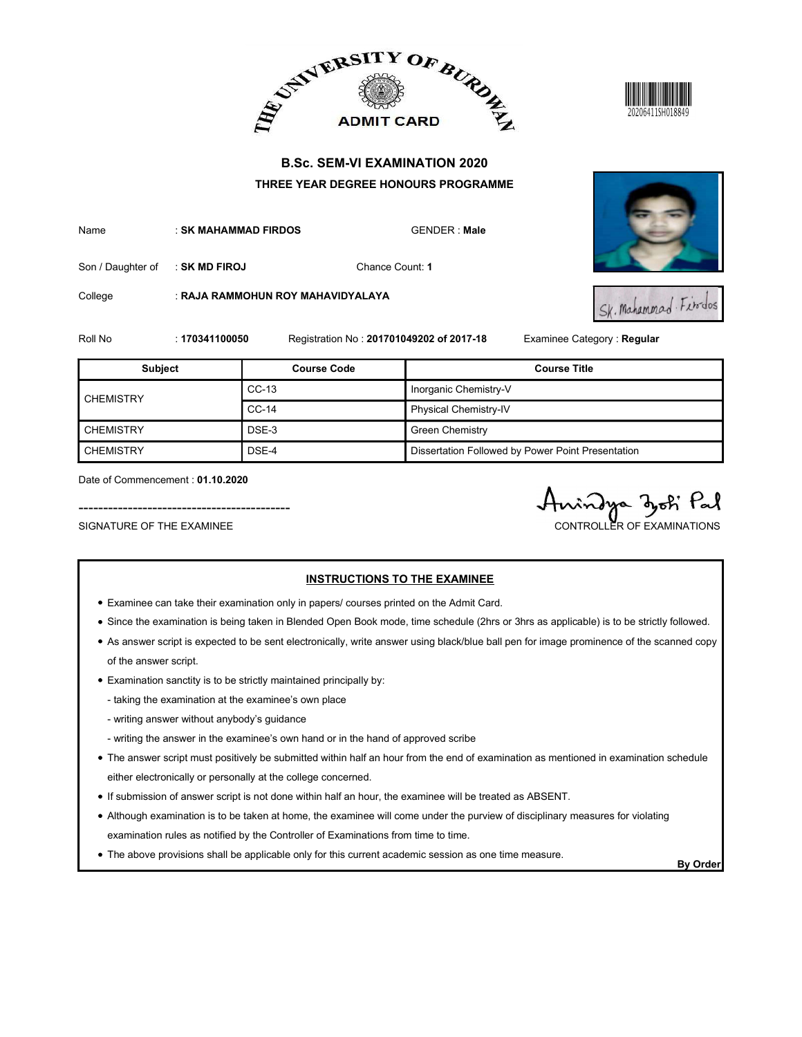THE UNIVERSITY OF BURDWAN

ADMIT CARD

20206411SH018849

## B.Sc. SEM-VI EXAMINATION 2020

### THREE YEAR DEGREE HONOURS PROGRAMME

Name : **SK MAHAMMAD FIRDOS** GENDER : **Male**

Son / Daughter of : **SK MD FIROJ** Chance Count: **1**

College : **RAJA RAMMOHUN ROY MAHAVIDYALAYA**

Roll No : **170341100050** Registration No : **201701049202 of 2017-18** Examinee Category : **Regular**

| Subject | Course Code | Course Title |
|---|---|---|
| CHEMISTRY | CC-13 | Inorganic Chemistry-V |
| | CC-14 | Physical Chemistry-IV |
| CHEMISTRY | DSE-3 | Green Chemistry |
| CHEMISTRY | DSE-4 | Dissertation Followed by Power Point Presentation |

Date of Commencement : **01.10.2020**

-------------------------------------------
SIGNATURE OF THE EXAMINEE

CONTROLLER OF EXAMINATIONS

**INSTRUCTIONS TO THE EXAMINEE**

- Examinee can take their examination only in papers/ courses printed on the Admit Card.
- Since the examination is being taken in Blended Open Book mode, time schedule (2hrs or 3hrs as applicable) is to be strictly followed.
- As answer script is expected to be sent electronically, write answer using black/blue ball pen for image prominence of the scanned copy of the answer script.
- Examination sanctity is to be strictly maintained principally by:
  - taking the examination at the examinee's own place
  - writing answer without anybody's guidance
  - writing the answer in the examinee's own hand or in the hand of approved scribe
- The answer script must positively be submitted within half an hour from the end of examination as mentioned in examination schedule either electronically or personally at the college concerned.
- If submission of answer script is not done within half an hour, the examinee will be treated as ABSENT.
- Although examination is to be taken at home, the examinee will come under the purview of disciplinary measures for violating examination rules as notified by the Controller of Examinations from time to time.
- The above provisions shall be applicable only for this current academic session as one time measure.

**By Order**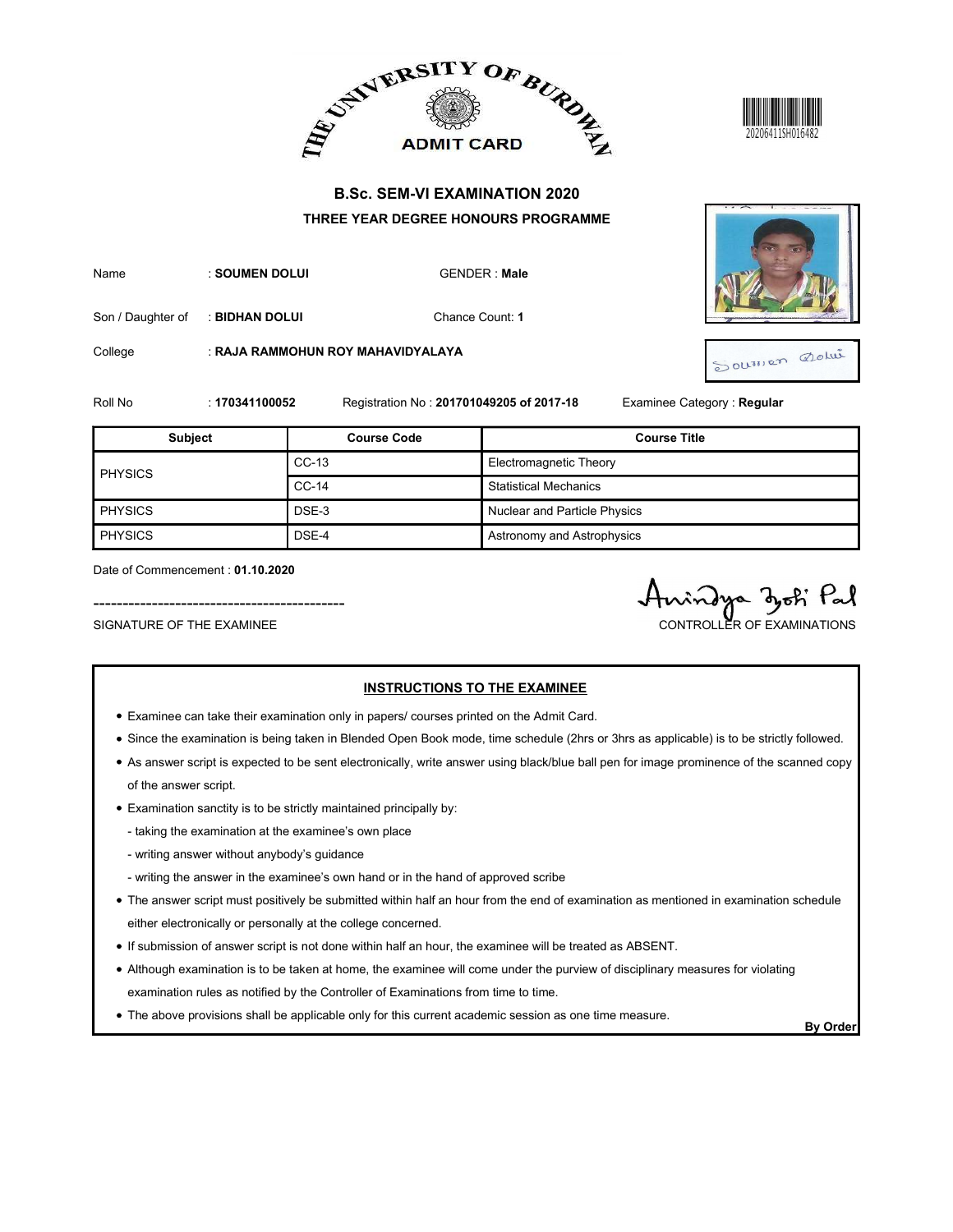# THE UNIVERSITY OF BURDWAN

## ADMIT CARD

20206411SH016482

### B.Sc. SEM-VI EXAMINATION 2020

**THREE YEAR DEGREE HONOURS PROGRAMME**

Name : **SOUMEN DOLUI** GENDER : **Male**

Son / Daughter of : **BIDHAN DOLUI** Chance Count: **1**

College : **RAJA RAMMOHUN ROY MAHAVIDYALAYA**

Roll No : **170341100052** Registration No : **201701049205 of 2017-18** Examinee Category : **Regular**

| Subject | Course Code | Course Title |
|---|---|---|
| PHYSICS | CC-13 | Electromagnetic Theory |
| | CC-14 | Statistical Mechanics |
| PHYSICS | DSE-3 | Nuclear and Particle Physics |
| PHYSICS | DSE-4 | Astronomy and Astrophysics |

Date of Commencement : **01.10.2020**

SIGNATURE OF THE EXAMINEE

CONTROLLER OF EXAMINATIONS

**INSTRUCTIONS TO THE EXAMINEE**

- Examinee can take their examination only in papers/ courses printed on the Admit Card.
- Since the examination is being taken in Blended Open Book mode, time schedule (2hrs or 3hrs as applicable) is to be strictly followed.
- As answer script is expected to be sent electronically, write answer using black/blue ball pen for image prominence of the scanned copy of the answer script.
- Examination sanctity is to be strictly maintained principally by:
  - taking the examination at the examinee's own place
  - writing answer without anybody's guidance
  - writing the answer in the examinee's own hand or in the hand of approved scribe
- The answer script must positively be submitted within half an hour from the end of examination as mentioned in examination schedule either electronically or personally at the college concerned.
- If submission of answer script is not done within half an hour, the examinee will be treated as ABSENT.
- Although examination is to be taken at home, the examinee will come under the purview of disciplinary measures for violating examination rules as notified by the Controller of Examinations from time to time.
- The above provisions shall be applicable only for this current academic session as one time measure.

**By Order**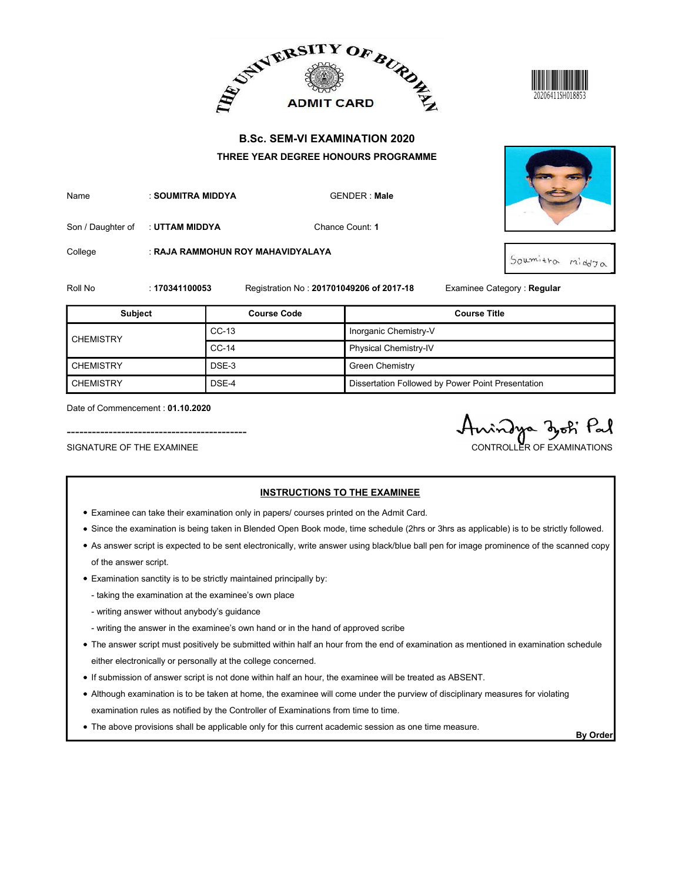THE UNIVERSITY OF BURDWAN

ADMIT CARD

20206411SH018853

## B.Sc. SEM-VI EXAMINATION 2020

### THREE YEAR DEGREE HONOURS PROGRAMME

Name : **SOUMITRA MIDDYA** GENDER : **Male**

Son / Daughter of : **UTTAM MIDDYA** Chance Count: **1**

College : **RAJA RAMMOHUN ROY MAHAVIDYALAYA**

Soumitra middya

Roll No : **170341100053** Registration No : **201701049206 of 2017-18** Examinee Category : **Regular**

| Subject | Course Code | Course Title |
|---|---|---|
| CHEMISTRY | CC-13 | Inorganic Chemistry-V |
| | CC-14 | Physical Chemistry-IV |
| CHEMISTRY | DSE-3 | Green Chemistry |
| CHEMISTRY | DSE-4 | Dissertation Followed by Power Point Presentation |

Date of Commencement : **01.10.2020**

-------------------------------------------

SIGNATURE OF THE EXAMINEE

Anindya Jyoti Pal

CONTROLLER OF EXAMINATIONS

**INSTRUCTIONS TO THE EXAMINEE**

- Examinee can take their examination only in papers/ courses printed on the Admit Card.
- Since the examination is being taken in Blended Open Book mode, time schedule (2hrs or 3hrs as applicable) is to be strictly followed.
- As answer script is expected to be sent electronically, write answer using black/blue ball pen for image prominence of the scanned copy of the answer script.
- Examination sanctity is to be strictly maintained principally by:
  - taking the examination at the examinee's own place
  - writing answer without anybody's guidance
  - writing the answer in the examinee's own hand or in the hand of approved scribe
- The answer script must positively be submitted within half an hour from the end of examination as mentioned in examination schedule either electronically or personally at the college concerned.
- If submission of answer script is not done within half an hour, the examinee will be treated as ABSENT.
- Although examination is to be taken at home, the examinee will come under the purview of disciplinary measures for violating examination rules as notified by the Controller of Examinations from time to time.
- The above provisions shall be applicable only for this current academic session as one time measure.

**By Order**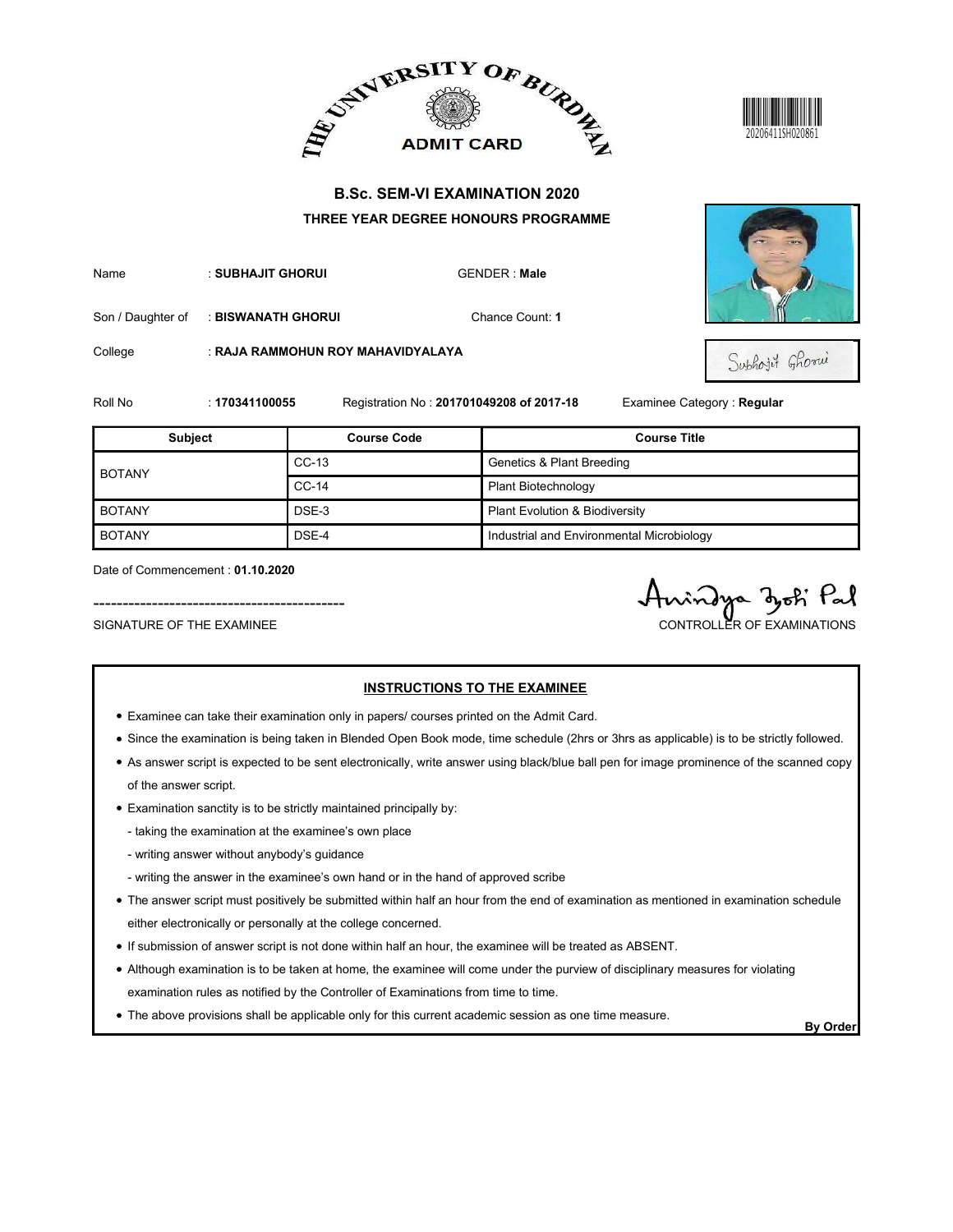THE UNIVERSITY OF BURDWAN

ADMIT CARD

20206411SH020861

## B.Sc. SEM-VI EXAMINATION 2020

### THREE YEAR DEGREE HONOURS PROGRAMME

Name : **SUBHAJIT GHORUI** GENDER : **Male**

Son / Daughter of : **BISWANATH GHORUI** Chance Count: **1**

College : **RAJA RAMMOHUN ROY MAHAVIDYALAYA**

Roll No : **170341100055** Registration No : **201701049208 of 2017-18** Examinee Category : **Regular**

| Subject | Course Code | Course Title |
|---|---|---|
| BOTANY | CC-13 | Genetics & Plant Breeding |
| | CC-14 | Plant Biotechnology |
| BOTANY | DSE-3 | Plant Evolution & Biodiversity |
| BOTANY | DSE-4 | Industrial and Environmental Microbiology |

Date of Commencement : **01.10.2020**

SIGNATURE OF THE EXAMINEE

CONTROLLER OF EXAMINATIONS

### INSTRUCTIONS TO THE EXAMINEE

- Examinee can take their examination only in papers/ courses printed on the Admit Card.
- Since the examination is being taken in Blended Open Book mode, time schedule (2hrs or 3hrs as applicable) is to be strictly followed.
- As answer script is expected to be sent electronically, write answer using black/blue ball pen for image prominence of the scanned copy of the answer script.
- Examination sanctity is to be strictly maintained principally by:
  - taking the examination at the examinee's own place
  - writing answer without anybody's guidance
  - writing the answer in the examinee's own hand or in the hand of approved scribe
- The answer script must positively be submitted within half an hour from the end of examination as mentioned in examination schedule either electronically or personally at the college concerned.
- If submission of answer script is not done within half an hour, the examinee will be treated as ABSENT.
- Although examination is to be taken at home, the examinee will come under the purview of disciplinary measures for violating examination rules as notified by the Controller of Examinations from time to time.
- The above provisions shall be applicable only for this current academic session as one time measure.

**By Order**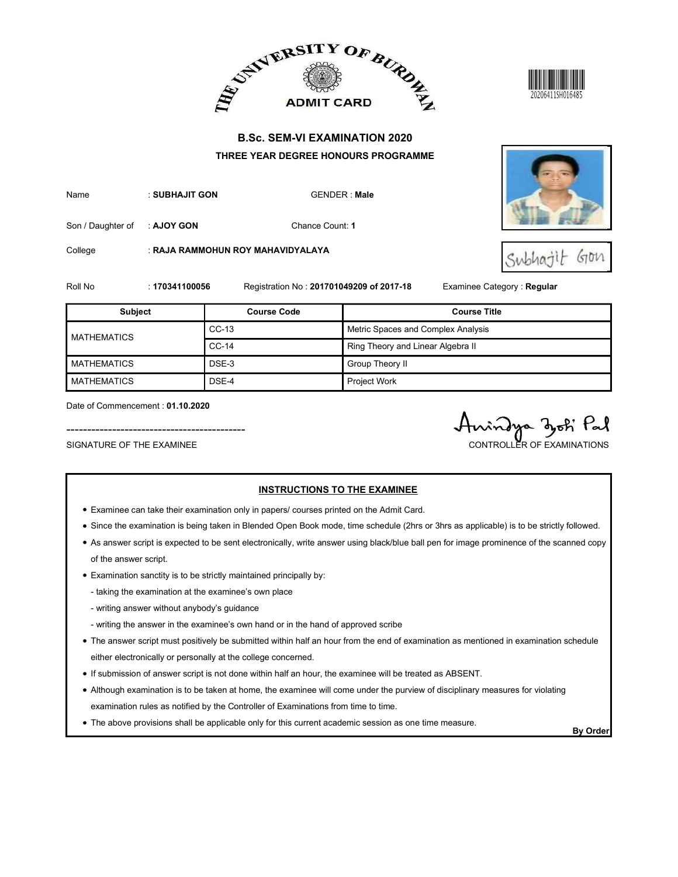# THE UNIVERSITY OF BURDWAN

## ADMIT CARD

20206411SH016485

### B.Sc. SEM-VI EXAMINATION 2020

### THREE YEAR DEGREE HONOURS PROGRAMME

Name : **SUBHAJIT GON** GENDER : **Male**

Son / Daughter of : **AJOY GON** Chance Count: **1**

College : **RAJA RAMMOHUN ROY MAHAVIDYALAYA**

Subhajit Gon

Roll No : **170341100056** Registration No : **201701049209 of 2017-18** Examinee Category : **Regular**

| Subject | Course Code | Course Title |
|---|---|---|
| MATHEMATICS | CC-13 | Metric Spaces and Complex Analysis |
| | CC-14 | Ring Theory and Linear Algebra II |
| MATHEMATICS | DSE-3 | Group Theory II |
| MATHEMATICS | DSE-4 | Project Work |

Date of Commencement : **01.10.2020**

------------------------------------------

SIGNATURE OF THE EXAMINEE

Anindya Jyoti Pal

CONTROLLER OF EXAMINATIONS

### INSTRUCTIONS TO THE EXAMINEE

- Examinee can take their examination only in papers/ courses printed on the Admit Card.
- Since the examination is being taken in Blended Open Book mode, time schedule (2hrs or 3hrs as applicable) is to be strictly followed.
- As answer script is expected to be sent electronically, write answer using black/blue ball pen for image prominence of the scanned copy of the answer script.
- Examination sanctity is to be strictly maintained principally by:
  - taking the examination at the examinee's own place
  - writing answer without anybody's guidance
  - writing the answer in the examinee's own hand or in the hand of approved scribe
- The answer script must positively be submitted within half an hour from the end of examination as mentioned in examination schedule either electronically or personally at the college concerned.
- If submission of answer script is not done within half an hour, the examinee will be treated as ABSENT.
- Although examination is to be taken at home, the examinee will come under the purview of disciplinary measures for violating examination rules as notified by the Controller of Examinations from time to time.
- The above provisions shall be applicable only for this current academic session as one time measure.

**By Order**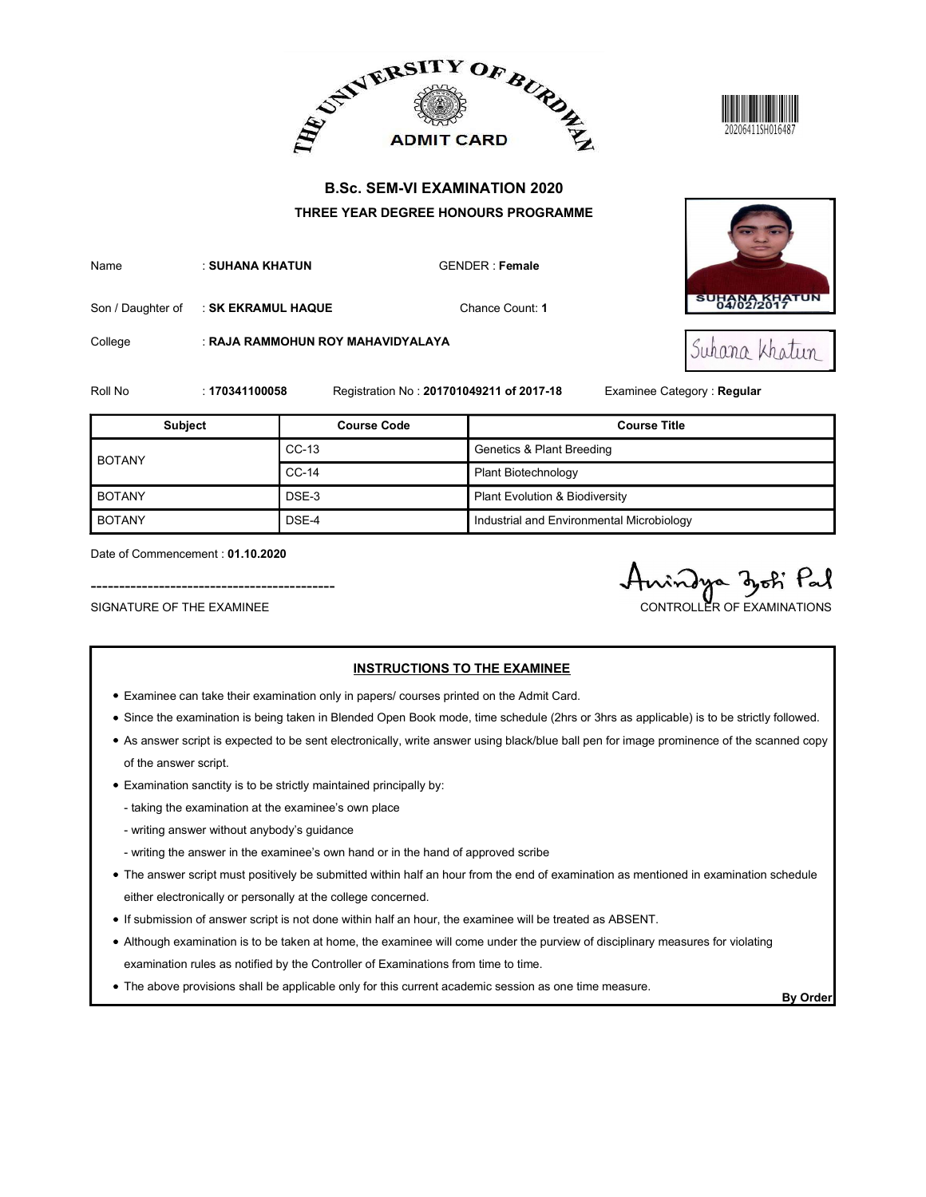THE UNIVERSITY OF BURDWAN

ADMIT CARD

20206411SH016487

## B.Sc. SEM-VI EXAMINATION 2020

### THREE YEAR DEGREE HONOURS PROGRAMME

Name : **SUHANA KHATUN** GENDER : **Female**

Son / Daughter of : **SK EKRAMUL HAQUE** Chance Count: **1**

College : **RAJA RAMMOHUN ROY MAHAVIDYALAYA**

SUHANA KHATUN 04/02/2017

Suhana Khatun

Roll No : **170341100058** Registration No : **201701049211 of 2017-18** Examinee Category : **Regular**

| Subject | Course Code | Course Title |
|---|---|---|
| BOTANY | CC-13 | Genetics & Plant Breeding |
| | CC-14 | Plant Biotechnology |
| BOTANY | DSE-3 | Plant Evolution & Biodiversity |
| BOTANY | DSE-4 | Industrial and Environmental Microbiology |

Date of Commencement : **01.10.2020**

-------------------------------------------

SIGNATURE OF THE EXAMINEE

Anindya Jyoti Pal

CONTROLLER OF EXAMINATIONS

**INSTRUCTIONS TO THE EXAMINEE**

- Examinee can take their examination only in papers/ courses printed on the Admit Card.
- Since the examination is being taken in Blended Open Book mode, time schedule (2hrs or 3hrs as applicable) is to be strictly followed.
- As answer script is expected to be sent electronically, write answer using black/blue ball pen for image prominence of the scanned copy of the answer script.
- Examination sanctity is to be strictly maintained principally by:
  - taking the examination at the examinee's own place
  - writing answer without anybody's guidance
  - writing the answer in the examinee's own hand or in the hand of approved scribe
- The answer script must positively be submitted within half an hour from the end of examination as mentioned in examination schedule either electronically or personally at the college concerned.
- If submission of answer script is not done within half an hour, the examinee will be treated as ABSENT.
- Although examination is to be taken at home, the examinee will come under the purview of disciplinary measures for violating examination rules as notified by the Controller of Examinations from time to time.
- The above provisions shall be applicable only for this current academic session as one time measure.

**By Order**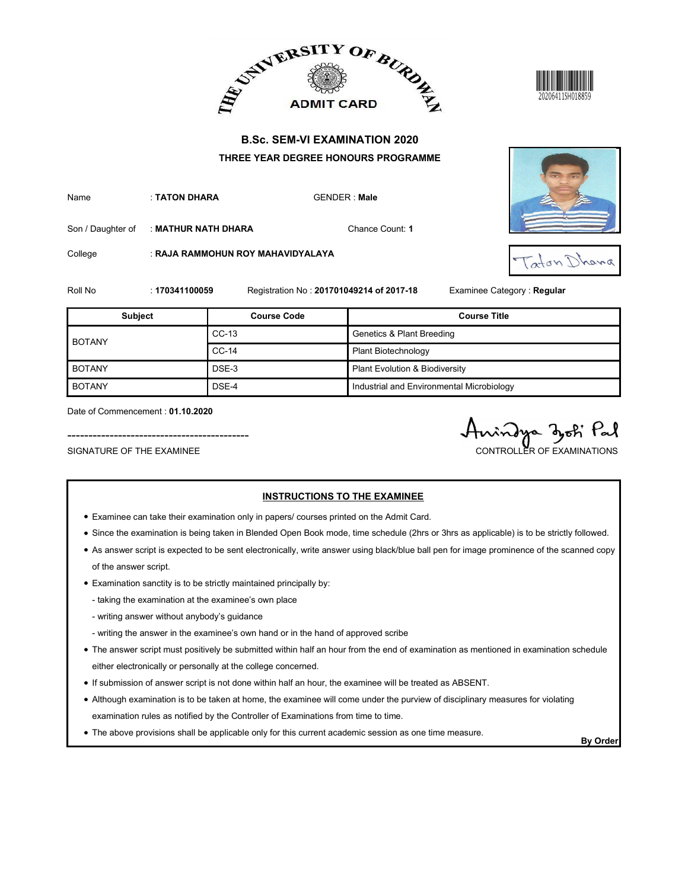THE UNIVERSITY OF BURDWAN

ADMIT CARD

20206411SH018859

# B.Sc. SEM-VI EXAMINATION 2020

## THREE YEAR DEGREE HONOURS PROGRAMME

Name : **TATON DHARA** GENDER : **Male**

Son / Daughter of : **MATHUR NATH DHARA** Chance Count: **1**

College : **RAJA RAMMOHUN ROY MAHAVIDYALAYA**

Roll No : **170341100059** Registration No : **201701049214 of 2017-18** Examinee Category : **Regular**

| Subject | Course Code | Course Title |
|---|---|---|
| BOTANY | CC-13 | Genetics & Plant Breeding |
| | CC-14 | Plant Biotechnology |
| BOTANY | DSE-3 | Plant Evolution & Biodiversity |
| BOTANY | DSE-4 | Industrial and Environmental Microbiology |

Date of Commencement : **01.10.2020**

SIGNATURE OF THE EXAMINEE

CONTROLLER OF EXAMINATIONS

### INSTRUCTIONS TO THE EXAMINEE

- Examinee can take their examination only in papers/ courses printed on the Admit Card.
- Since the examination is being taken in Blended Open Book mode, time schedule (2hrs or 3hrs as applicable) is to be strictly followed.
- As answer script is expected to be sent electronically, write answer using black/blue ball pen for image prominence of the scanned copy of the answer script.
- Examination sanctity is to be strictly maintained principally by:
  - taking the examination at the examinee's own place
  - writing answer without anybody's guidance
  - writing the answer in the examinee's own hand or in the hand of approved scribe
- The answer script must positively be submitted within half an hour from the end of examination as mentioned in examination schedule either electronically or personally at the college concerned.
- If submission of answer script is not done within half an hour, the examinee will be treated as ABSENT.
- Although examination is to be taken at home, the examinee will come under the purview of disciplinary measures for violating examination rules as notified by the Controller of Examinations from time to time.
- The above provisions shall be applicable only for this current academic session as one time measure.

**By Order**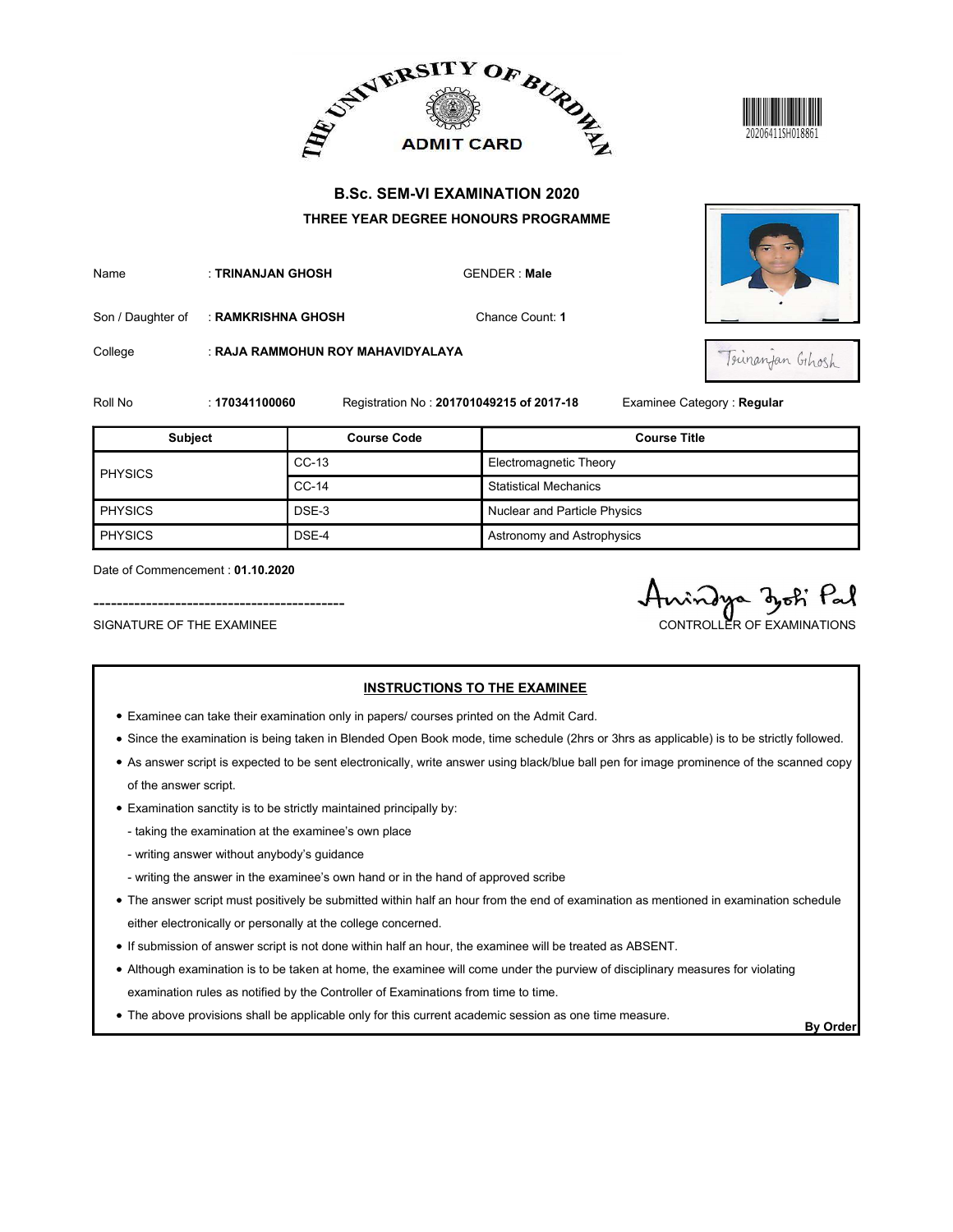THE UNIVERSITY OF BURDWAN

ADMIT CARD

20206411SH018861

## B.Sc. SEM-VI EXAMINATION 2020

### THREE YEAR DEGREE HONOURS PROGRAMME

Name : **TRINANJAN GHOSH** GENDER : **Male**

Son / Daughter of : **RAMKRISHNA GHOSH** Chance Count: **1**

College : **RAJA RAMMOHUN ROY MAHAVIDYALAYA**

Roll No : **170341100060** Registration No : **201701049215 of 2017-18** Examinee Category : **Regular**

| Subject | Course Code | Course Title |
|---|---|---|
| PHYSICS | CC-13 | Electromagnetic Theory |
| | CC-14 | Statistical Mechanics |
| PHYSICS | DSE-3 | Nuclear and Particle Physics |
| PHYSICS | DSE-4 | Astronomy and Astrophysics |

Date of Commencement : **01.10.2020**

SIGNATURE OF THE EXAMINEE

CONTROLLER OF EXAMINATIONS

### INSTRUCTIONS TO THE EXAMINEE

- Examinee can take their examination only in papers/ courses printed on the Admit Card.
- Since the examination is being taken in Blended Open Book mode, time schedule (2hrs or 3hrs as applicable) is to be strictly followed.
- As answer script is expected to be sent electronically, write answer using black/blue ball pen for image prominence of the scanned copy of the answer script.
- Examination sanctity is to be strictly maintained principally by:
  - taking the examination at the examinee's own place
  - writing answer without anybody's guidance
  - writing the answer in the examinee's own hand or in the hand of approved scribe
- The answer script must positively be submitted within half an hour from the end of examination as mentioned in examination schedule either electronically or personally at the college concerned.
- If submission of answer script is not done within half an hour, the examinee will be treated as ABSENT.
- Although examination is to be taken at home, the examinee will come under the purview of disciplinary measures for violating examination rules as notified by the Controller of Examinations from time to time.
- The above provisions shall be applicable only for this current academic session as one time measure.

**By Order**